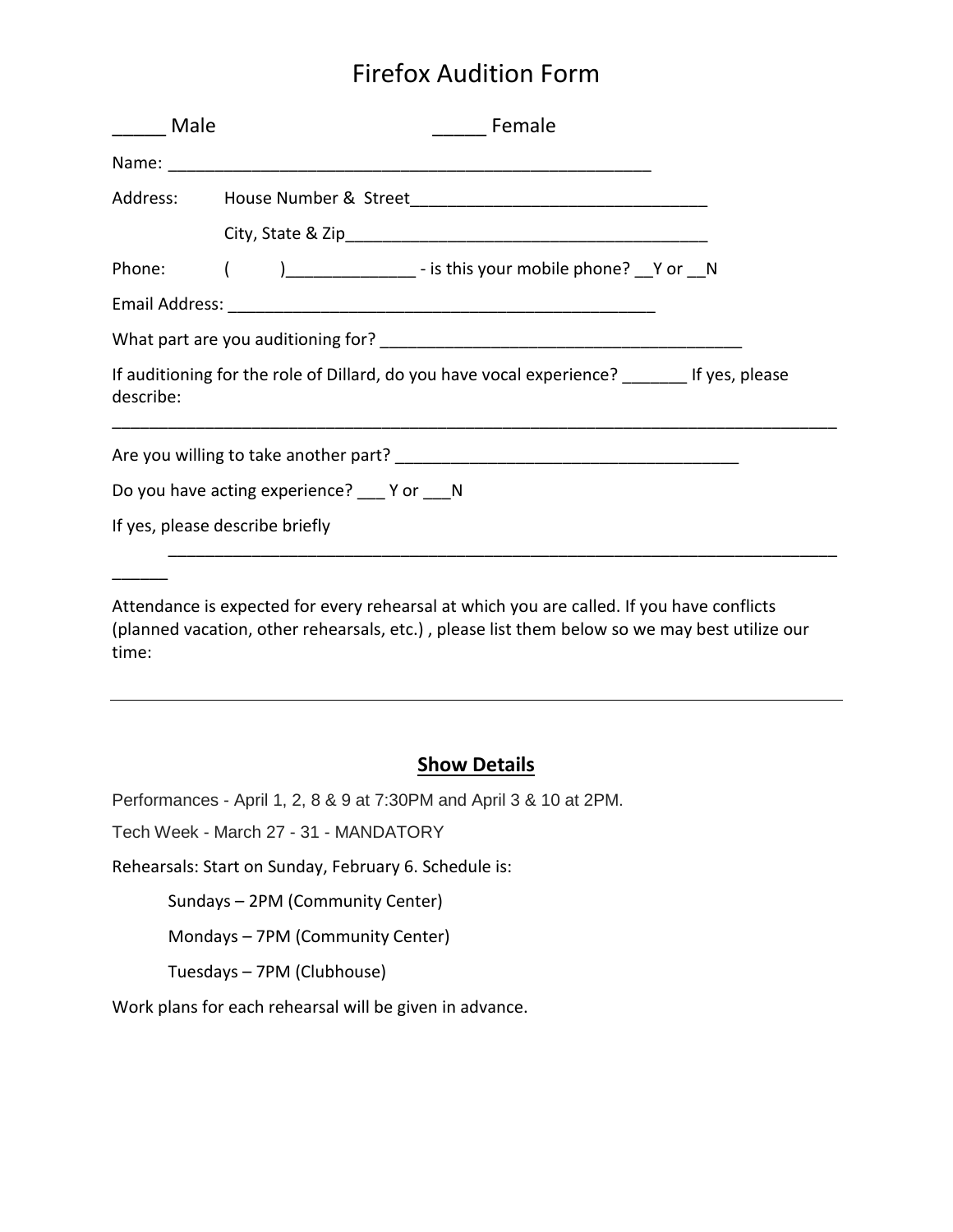# Firefox Audition Form

_____ Male _____ Female

Name: ______________________________________________________

Address: House Number & Street________________________________

City, State & Zip_______________________________________

Phone: (       )______________ - is this your mobile phone? __Y or __N

Email Address: _______________________________________________

What part are you auditioning for? _______________________________________

If auditioning for the role of Dillard, do you have vocal experience? _______ If yes, please describe:

______________________________________________________________________________

Are you willing to take another part? _____________________________________

Do you have acting experience? ___ Y or ___N

If yes, please describe briefly

______________________________________________________________________________

Attendance is expected for every rehearsal at which you are called. If you have conflicts (planned vacation, other rehearsals, etc.) , please list them below so we may best utilize our time:

______________________________________________________________________________

## **Show Details**

Performances - April 1, 2, 8 & 9 at 7:30PM and April 3 & 10 at 2PM.

Tech Week - March 27 - 31 - MANDATORY

Rehearsals: Start on Sunday, February 6. Schedule is:

Sundays – 2PM (Community Center)

Mondays – 7PM (Community Center)

Tuesdays – 7PM (Clubhouse)

Work plans for each rehearsal will be given in advance.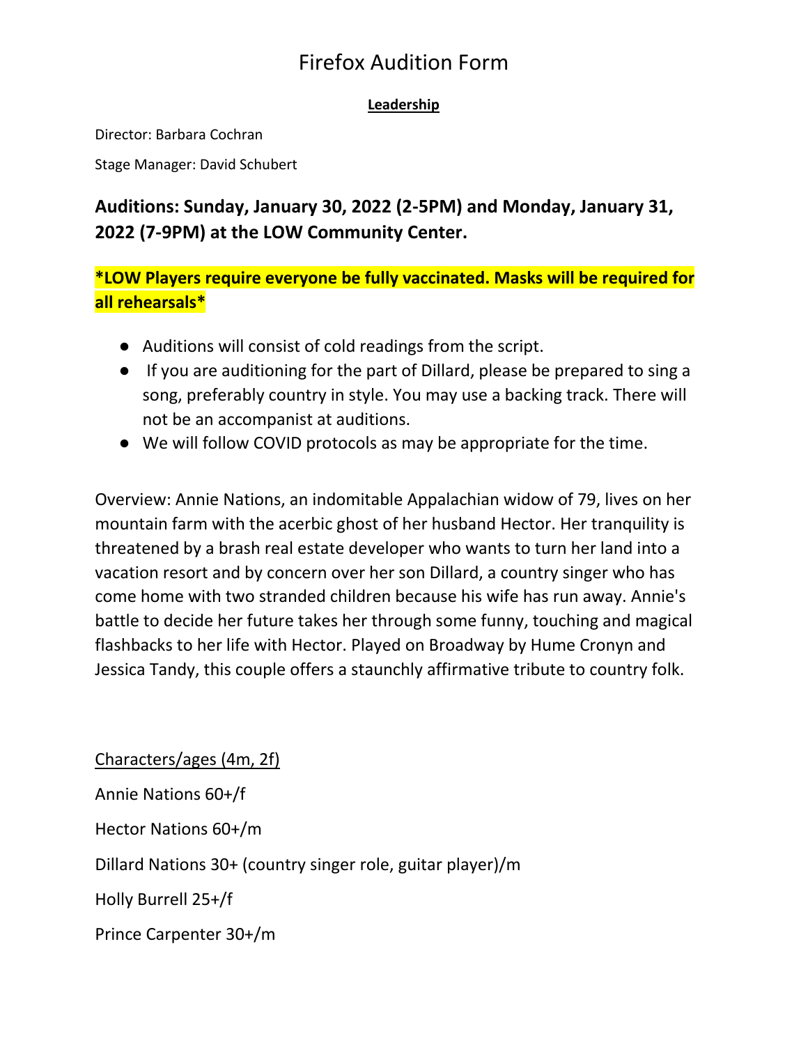# Firefox Audition Form

**Leadership**

Director: Barbara Cochran

Stage Manager: David Schubert

**Auditions: Sunday, January 30, 2022 (2-5PM) and Monday, January 31, 2022 (7-9PM) at the LOW Community Center.**

***LOW Players require everyone be fully vaccinated. Masks will be required for all rehearsals***

- Auditions will consist of cold readings from the script.
- If you are auditioning for the part of Dillard, please be prepared to sing a song, preferably country in style. You may use a backing track. There will not be an accompanist at auditions.
- We will follow COVID protocols as may be appropriate for the time.

Overview: Annie Nations, an indomitable Appalachian widow of 79, lives on her mountain farm with the acerbic ghost of her husband Hector. Her tranquility is threatened by a brash real estate developer who wants to turn her land into a vacation resort and by concern over her son Dillard, a country singer who has come home with two stranded children because his wife has run away. Annie's battle to decide her future takes her through some funny, touching and magical flashbacks to her life with Hector. Played on Broadway by Hume Cronyn and Jessica Tandy, this couple offers a staunchly affirmative tribute to country folk.

Characters/ages (4m, 2f)

Annie Nations 60+/f

Hector Nations 60+/m

Dillard Nations 30+ (country singer role, guitar player)/m

Holly Burrell 25+/f

Prince Carpenter 30+/m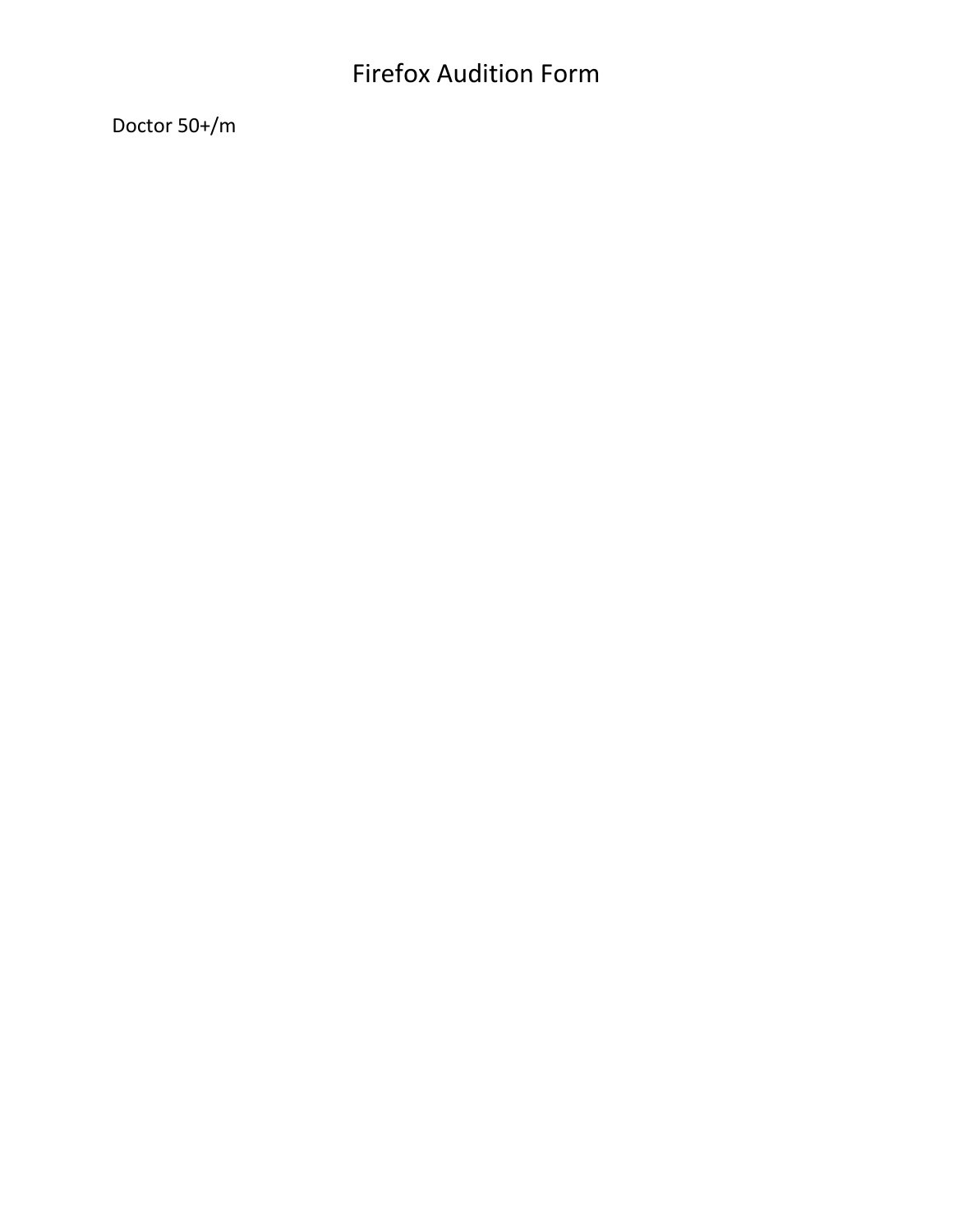# Firefox Audition Form

Doctor 50+/m